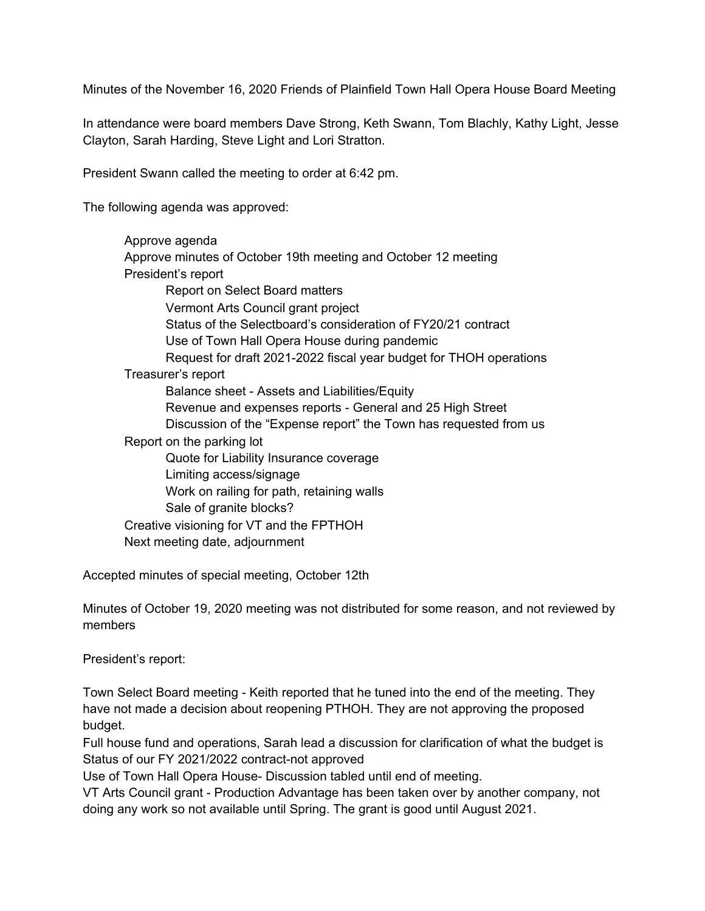Minutes of the November 16, 2020 Friends of Plainfield Town Hall Opera House Board Meeting

In attendance were board members Dave Strong, Keth Swann, Tom Blachly, Kathy Light, Jesse Clayton, Sarah Harding, Steve Light and Lori Stratton.

President Swann called the meeting to order at 6:42 pm.

The following agenda was approved:

- Approve agenda
- Approve minutes of October 19th meeting and October 12 meeting
- President's report
  - Report on Select Board matters
  - Vermont Arts Council grant project
  - Status of the Selectboard's consideration of FY20/21 contract
  - Use of Town Hall Opera House during pandemic
  - Request for draft 2021-2022 fiscal year budget for THOH operations
- Treasurer's report
  - Balance sheet - Assets and Liabilities/Equity
  - Revenue and expenses reports - General and 25 High Street
  - Discussion of the "Expense report" the Town has requested from us
- Report on the parking lot
  - Quote for Liability Insurance coverage
  - Limiting access/signage
  - Work on railing for path, retaining walls
  - Sale of granite blocks?
- Creative visioning for VT and the FPTHOH
- Next meeting date, adjournment

Accepted minutes of special meeting, October 12th

Minutes of October 19, 2020 meeting was not distributed for some reason, and not reviewed by members

President's report:

Town Select Board meeting - Keith reported that he tuned into the end of the meeting. They have not made a decision about reopening PTHOH. They are not approving the proposed budget.

Full house fund and operations, Sarah lead a discussion for clarification of what the budget is

Status of our FY 2021/2022 contract-not approved

Use of Town Hall Opera House- Discussion tabled until end of meeting.

VT Arts Council grant - Production Advantage has been taken over by another company, not doing any work so not available until Spring. The grant is good until August 2021.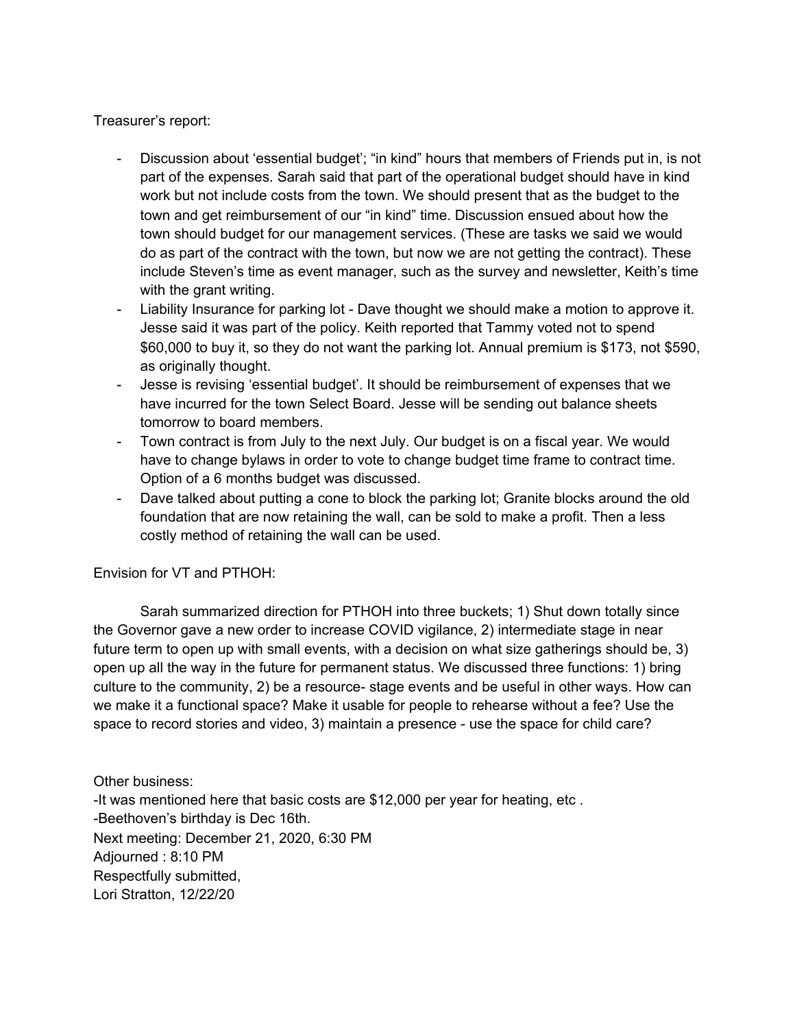Treasurer's report:

- Discussion about 'essential budget'; "in kind" hours that members of Friends put in, is not part of the expenses. Sarah said that part of the operational budget should have in kind work but not include costs from the town. We should present that as the budget to the town and get reimbursement of our "in kind" time. Discussion ensued about how the town should budget for our management services. (These are tasks we said we would do as part of the contract with the town, but now we are not getting the contract). These include Steven's time as event manager, such as the survey and newsletter, Keith's time with the grant writing.
- Liability Insurance for parking lot - Dave thought we should make a motion to approve it. Jesse said it was part of the policy. Keith reported that Tammy voted not to spend $60,000 to buy it, so they do not want the parking lot. Annual premium is $173, not $590, as originally thought.
- Jesse is revising 'essential budget'. It should be reimbursement of expenses that we have incurred for the town Select Board. Jesse will be sending out balance sheets tomorrow to board members.
- Town contract is from July to the next July. Our budget is on a fiscal year. We would have to change bylaws in order to vote to change budget time frame to contract time. Option of a 6 months budget was discussed.
- Dave talked about putting a cone to block the parking lot; Granite blocks around the old foundation that are now retaining the wall, can be sold to make a profit. Then a less costly method of retaining the wall can be used.

Envision for VT and PTHOH:

Sarah summarized direction for PTHOH into three buckets; 1) Shut down totally since the Governor gave a new order to increase COVID vigilance, 2) intermediate stage in near future term to open up with small events, with a decision on what size gatherings should be, 3) open up all the way in the future for permanent status. We discussed three functions: 1) bring culture to the community, 2) be a resource- stage events and be useful in other ways. How can we make it a functional space? Make it usable for people to rehearse without a fee? Use the space to record stories and video, 3) maintain a presence - use the space for child care?

Other business:
-It was mentioned here that basic costs are $12,000 per year for heating, etc .
-Beethoven's birthday is Dec 16th.
Next meeting: December 21, 2020, 6:30 PM
Adjourned : 8:10 PM
Respectfully submitted,
Lori Stratton, 12/22/20